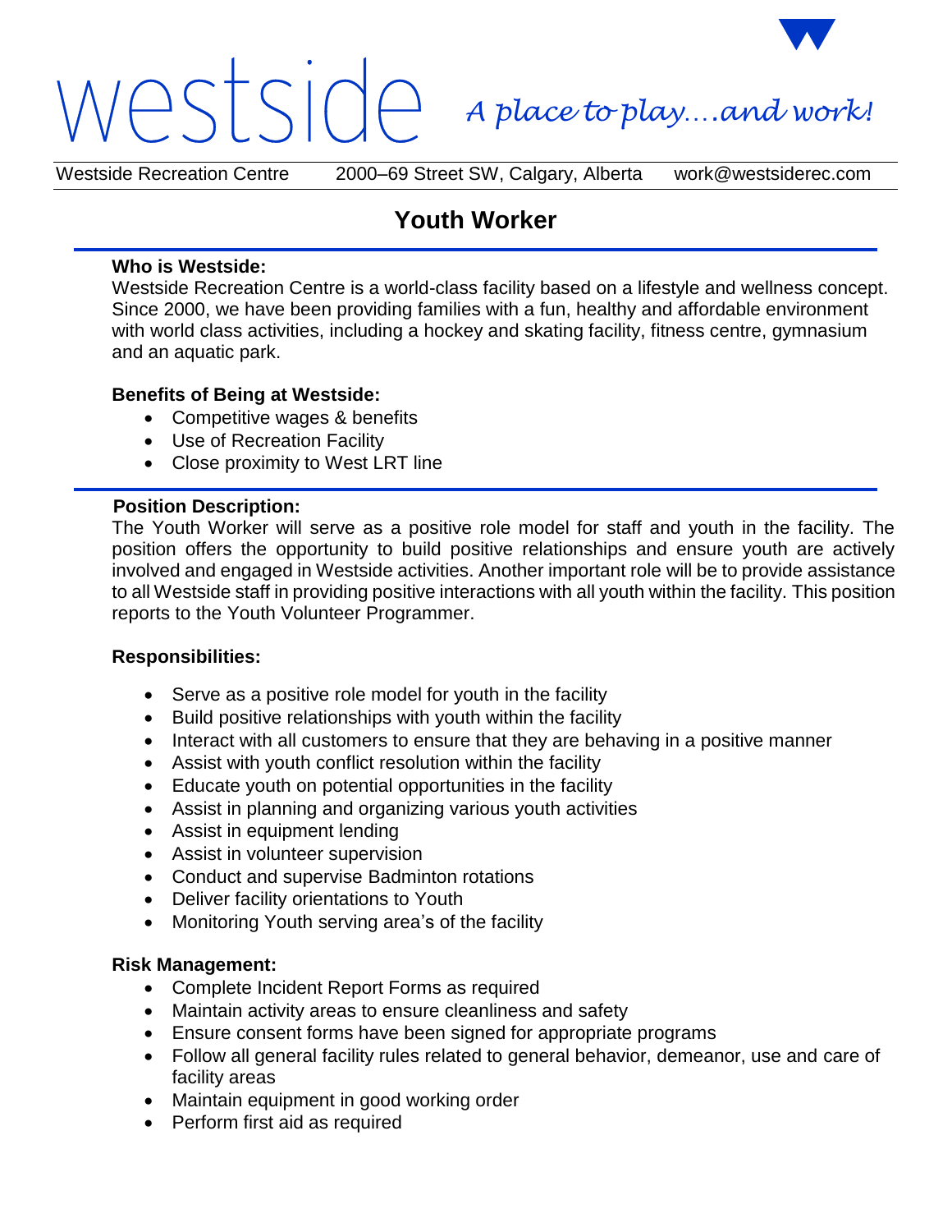westside *A place to play….and work!*

Westside Recreation Centre    2000–69 Street SW, Calgary, Alberta    work@westsiderec.com

# Youth Worker

**Who is Westside:**
Westside Recreation Centre is a world-class facility based on a lifestyle and wellness concept. Since 2000, we have been providing families with a fun, healthy and affordable environment with world class activities, including a hockey and skating facility, fitness centre, gymnasium and an aquatic park.

**Benefits of Being at Westside:**

- Competitive wages & benefits
- Use of Recreation Facility
- Close proximity to West LRT line

**Position Description:**
The Youth Worker will serve as a positive role model for staff and youth in the facility. The position offers the opportunity to build positive relationships and ensure youth are actively involved and engaged in Westside activities. Another important role will be to provide assistance to all Westside staff in providing positive interactions with all youth within the facility. This position reports to the Youth Volunteer Programmer.

**Responsibilities:**

- Serve as a positive role model for youth in the facility
- Build positive relationships with youth within the facility
- Interact with all customers to ensure that they are behaving in a positive manner
- Assist with youth conflict resolution within the facility
- Educate youth on potential opportunities in the facility
- Assist in planning and organizing various youth activities
- Assist in equipment lending
- Assist in volunteer supervision
- Conduct and supervise Badminton rotations
- Deliver facility orientations to Youth
- Monitoring Youth serving area's of the facility

**Risk Management:**

- Complete Incident Report Forms as required
- Maintain activity areas to ensure cleanliness and safety
- Ensure consent forms have been signed for appropriate programs
- Follow all general facility rules related to general behavior, demeanor, use and care of facility areas
- Maintain equipment in good working order
- Perform first aid as required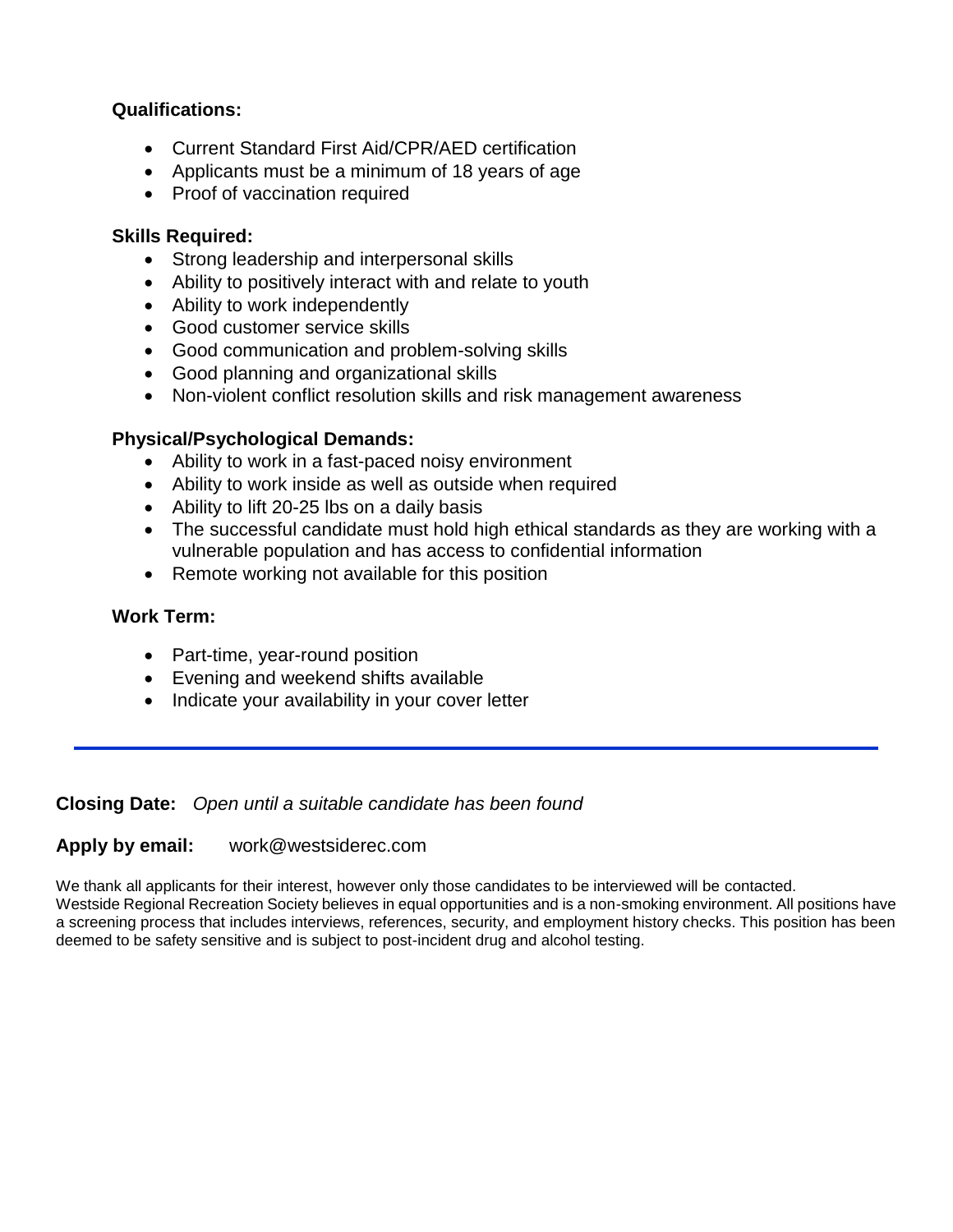**Qualifications:**

- Current Standard First Aid/CPR/AED certification
- Applicants must be a minimum of 18 years of age
- Proof of vaccination required

**Skills Required:**

- Strong leadership and interpersonal skills
- Ability to positively interact with and relate to youth
- Ability to work independently
- Good customer service skills
- Good communication and problem-solving skills
- Good planning and organizational skills
- Non-violent conflict resolution skills and risk management awareness

**Physical/Psychological Demands:**

- Ability to work in a fast-paced noisy environment
- Ability to work inside as well as outside when required
- Ability to lift 20-25 lbs on a daily basis
- The successful candidate must hold high ethical standards as they are working with a vulnerable population and has access to confidential information
- Remote working not available for this position

**Work Term:**

- Part-time, year-round position
- Evening and weekend shifts available
- Indicate your availability in your cover letter

---

**Closing Date:** *Open until a suitable candidate has been found*

**Apply by email:** work@westsiderec.com

We thank all applicants for their interest, however only those candidates to be interviewed will be contacted. Westside Regional Recreation Society believes in equal opportunities and is a non-smoking environment. All positions have a screening process that includes interviews, references, security, and employment history checks. This position has been deemed to be safety sensitive and is subject to post-incident drug and alcohol testing.